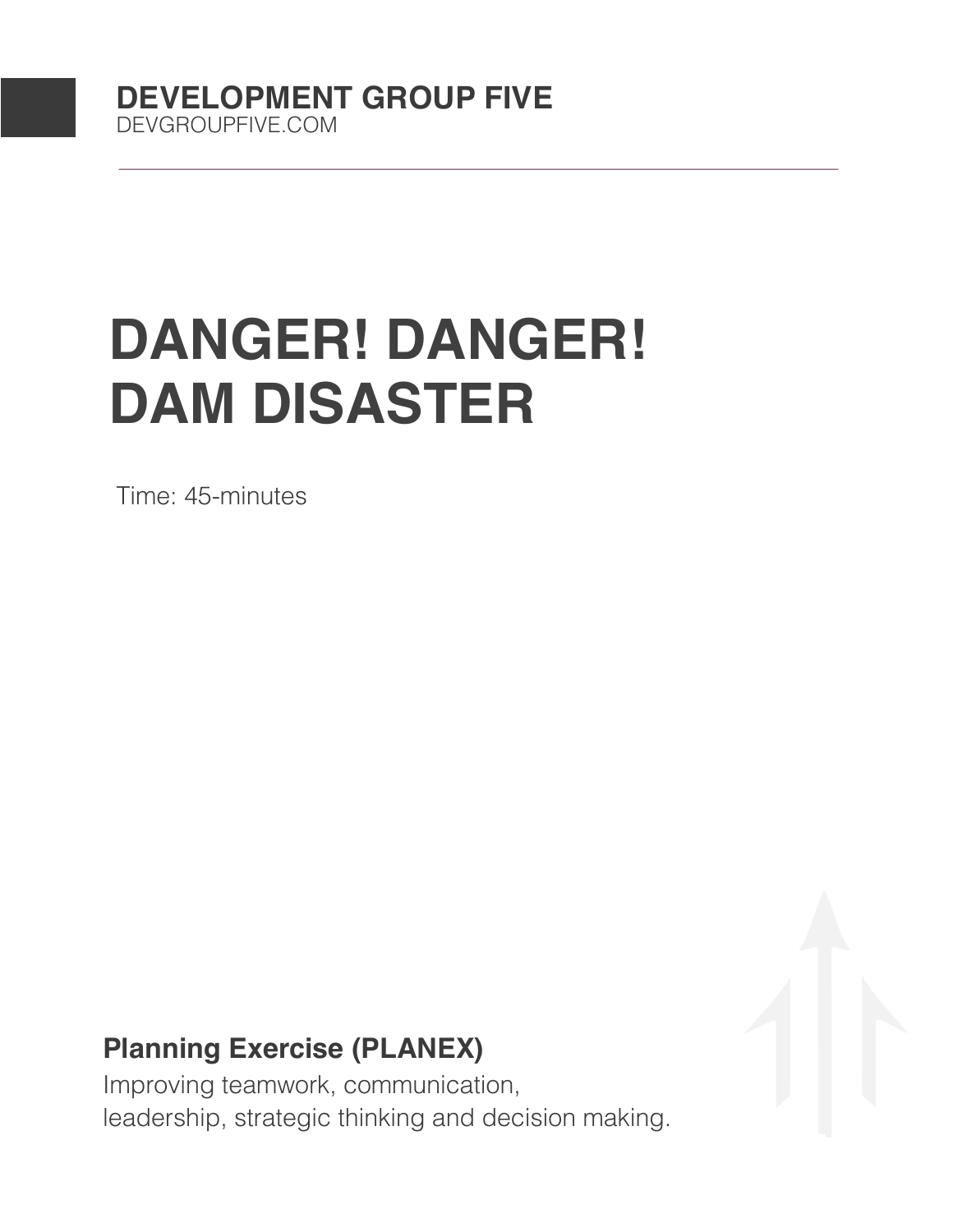**DEVELOPMENT GROUP FIVE**
DEVGROUPFIVE.COM

# DANGER! DANGER! DAM DISASTER

Time: 45-minutes

**Planning Exercise (PLANEX)**

Improving teamwork, communication, leadership, strategic thinking and decision making.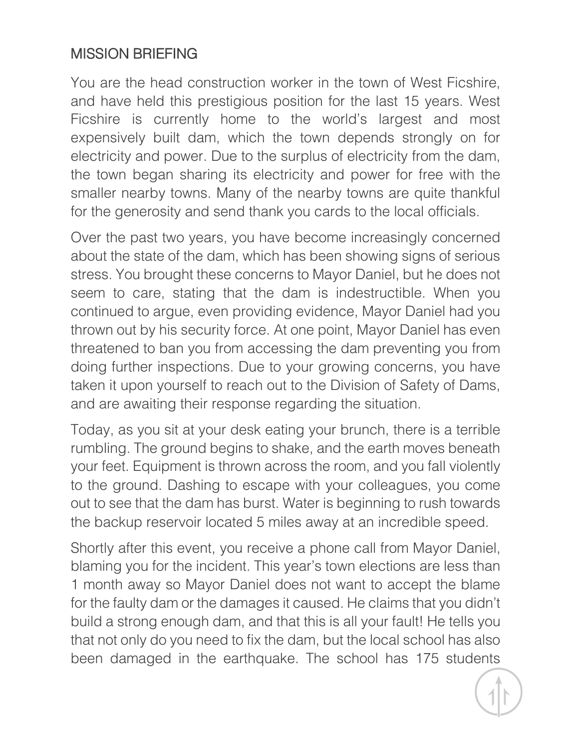## MISSION BRIEFING

You are the head construction worker in the town of West Ficshire, and have held this prestigious position for the last 15 years. West Ficshire is currently home to the world's largest and most expensively built dam, which the town depends strongly on for electricity and power. Due to the surplus of electricity from the dam, the town began sharing its electricity and power for free with the smaller nearby towns. Many of the nearby towns are quite thankful for the generosity and send thank you cards to the local officials.

Over the past two years, you have become increasingly concerned about the state of the dam, which has been showing signs of serious stress. You brought these concerns to Mayor Daniel, but he does not seem to care, stating that the dam is indestructible. When you continued to argue, even providing evidence, Mayor Daniel had you thrown out by his security force. At one point, Mayor Daniel has even threatened to ban you from accessing the dam preventing you from doing further inspections. Due to your growing concerns, you have taken it upon yourself to reach out to the Division of Safety of Dams, and are awaiting their response regarding the situation.

Today, as you sit at your desk eating your brunch, there is a terrible rumbling. The ground begins to shake, and the earth moves beneath your feet. Equipment is thrown across the room, and you fall violently to the ground. Dashing to escape with your colleagues, you come out to see that the dam has burst. Water is beginning to rush towards the backup reservoir located 5 miles away at an incredible speed.

Shortly after this event, you receive a phone call from Mayor Daniel, blaming you for the incident. This year's town elections are less than 1 month away so Mayor Daniel does not want to accept the blame for the faulty dam or the damages it caused. He claims that you didn't build a strong enough dam, and that this is all your fault! He tells you that not only do you need to fix the dam, but the local school has also been damaged in the earthquake. The school has 175 students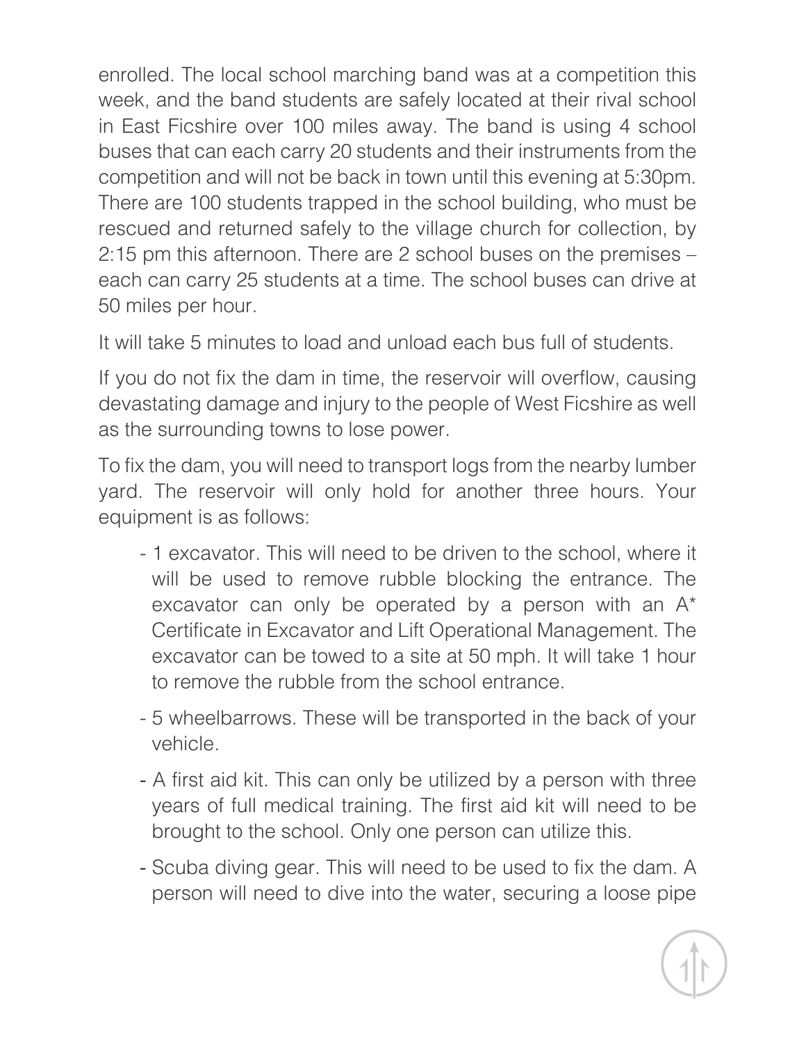enrolled. The local school marching band was at a competition this week, and the band students are safely located at their rival school in East Ficshire over 100 miles away. The band is using 4 school buses that can each carry 20 students and their instruments from the competition and will not be back in town until this evening at 5:30pm. There are 100 students trapped in the school building, who must be rescued and returned safely to the village church for collection, by 2:15 pm this afternoon. There are 2 school buses on the premises – each can carry 25 students at a time. The school buses can drive at 50 miles per hour.

It will take 5 minutes to load and unload each bus full of students.

If you do not fix the dam in time, the reservoir will overflow, causing devastating damage and injury to the people of West Ficshire as well as the surrounding towns to lose power.

To fix the dam, you will need to transport logs from the nearby lumber yard. The reservoir will only hold for another three hours. Your equipment is as follows:

- 1 excavator. This will need to be driven to the school, where it will be used to remove rubble blocking the entrance. The excavator can only be operated by a person with an A* Certificate in Excavator and Lift Operational Management. The excavator can be towed to a site at 50 mph. It will take 1 hour to remove the rubble from the school entrance.
- 5 wheelbarrows. These will be transported in the back of your vehicle.
- A first aid kit. This can only be utilized by a person with three years of full medical training. The first aid kit will need to be brought to the school. Only one person can utilize this.
- Scuba diving gear. This will need to be used to fix the dam. A person will need to dive into the water, securing a loose pipe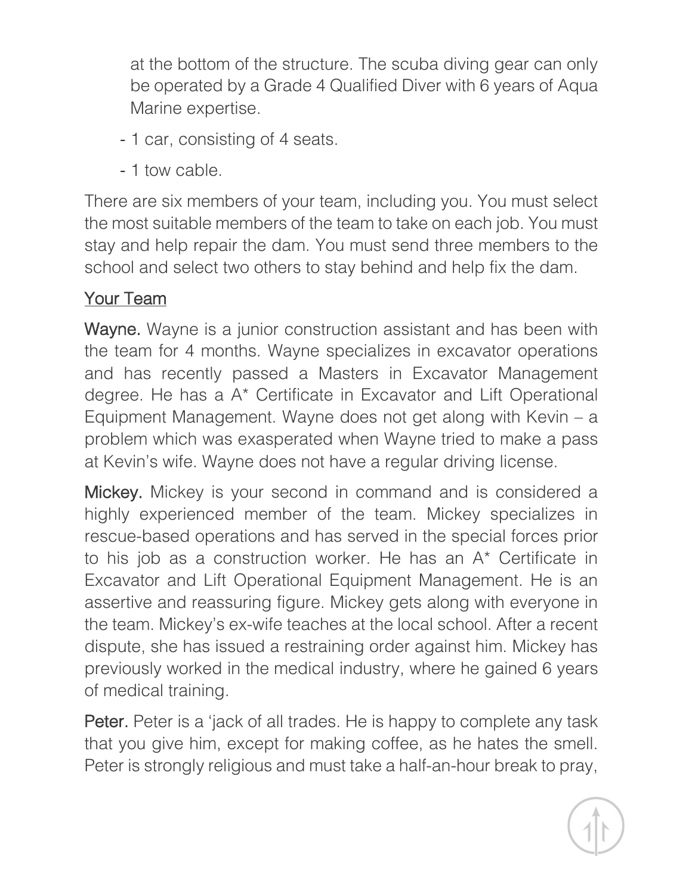at the bottom of the structure. The scuba diving gear can only be operated by a Grade 4 Qualified Diver with 6 years of Aqua Marine expertise.

- 1 car, consisting of 4 seats.
- 1 tow cable.

There are six members of your team, including you. You must select the most suitable members of the team to take on each job. You must stay and help repair the dam. You must send three members to the school and select two others to stay behind and help fix the dam.

## Your Team

**Wayne.** Wayne is a junior construction assistant and has been with the team for 4 months. Wayne specializes in excavator operations and has recently passed a Masters in Excavator Management degree. He has a A* Certificate in Excavator and Lift Operational Equipment Management. Wayne does not get along with Kevin – a problem which was exasperated when Wayne tried to make a pass at Kevin's wife. Wayne does not have a regular driving license.

**Mickey.** Mickey is your second in command and is considered a highly experienced member of the team. Mickey specializes in rescue-based operations and has served in the special forces prior to his job as a construction worker. He has an A* Certificate in Excavator and Lift Operational Equipment Management. He is an assertive and reassuring figure. Mickey gets along with everyone in the team. Mickey's ex-wife teaches at the local school. After a recent dispute, she has issued a restraining order against him. Mickey has previously worked in the medical industry, where he gained 6 years of medical training.

**Peter.** Peter is a 'jack of all trades. He is happy to complete any task that you give him, except for making coffee, as he hates the smell. Peter is strongly religious and must take a half-an-hour break to pray,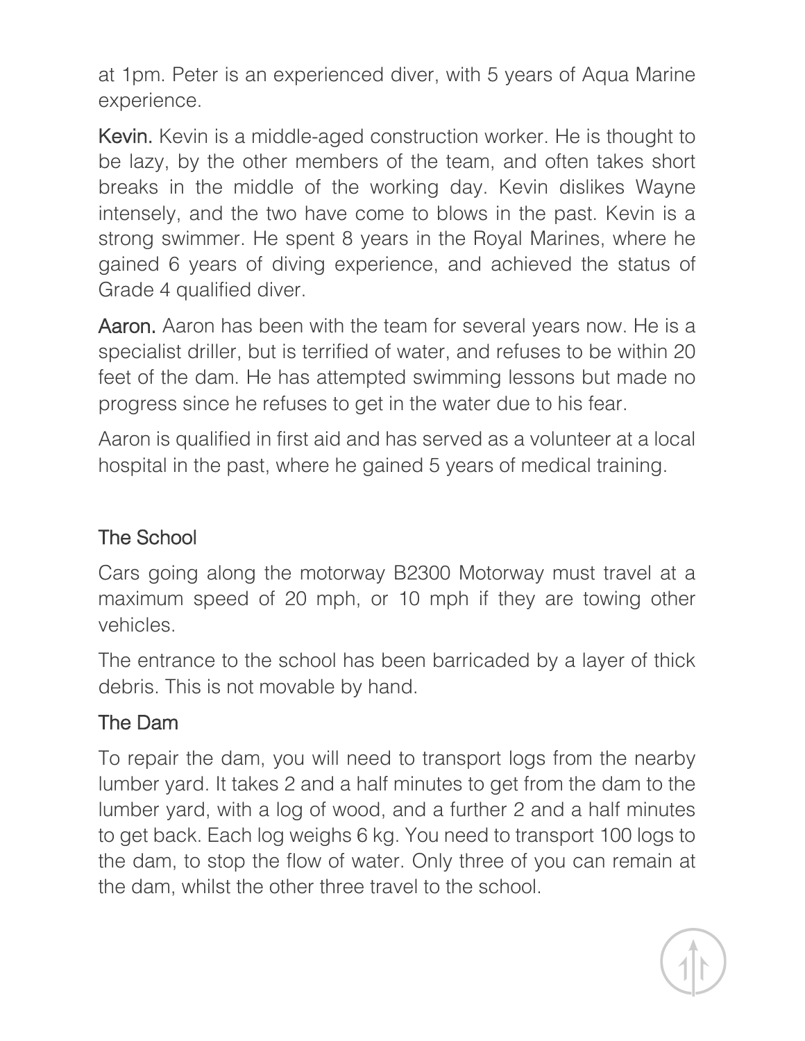at 1pm. Peter is an experienced diver, with 5 years of Aqua Marine experience.

**Kevin.** Kevin is a middle-aged construction worker. He is thought to be lazy, by the other members of the team, and often takes short breaks in the middle of the working day. Kevin dislikes Wayne intensely, and the two have come to blows in the past. Kevin is a strong swimmer. He spent 8 years in the Royal Marines, where he gained 6 years of diving experience, and achieved the status of Grade 4 qualified diver.

**Aaron.** Aaron has been with the team for several years now. He is a specialist driller, but is terrified of water, and refuses to be within 20 feet of the dam. He has attempted swimming lessons but made no progress since he refuses to get in the water due to his fear.

Aaron is qualified in first aid and has served as a volunteer at a local hospital in the past, where he gained 5 years of medical training.

## The School

Cars going along the motorway B2300 Motorway must travel at a maximum speed of 20 mph, or 10 mph if they are towing other vehicles.

The entrance to the school has been barricaded by a layer of thick debris. This is not movable by hand.

## The Dam

To repair the dam, you will need to transport logs from the nearby lumber yard. It takes 2 and a half minutes to get from the dam to the lumber yard, with a log of wood, and a further 2 and a half minutes to get back. Each log weighs 6 kg. You need to transport 100 logs to the dam, to stop the flow of water. Only three of you can remain at the dam, whilst the other three travel to the school.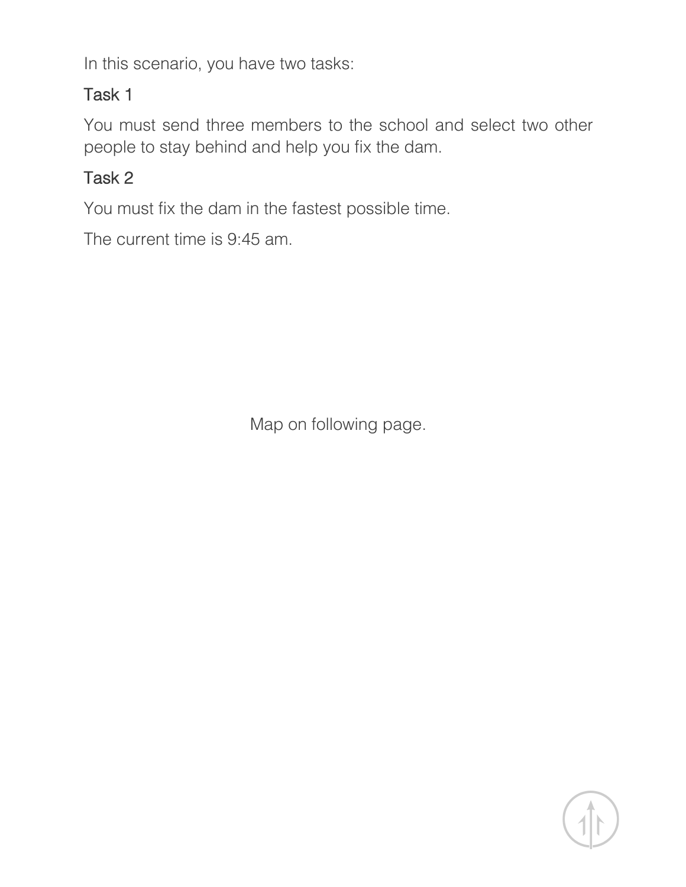In this scenario, you have two tasks:

### Task 1

You must send three members to the school and select two other people to stay behind and help you fix the dam.

### Task 2

You must fix the dam in the fastest possible time.

The current time is 9:45 am.

Map on following page.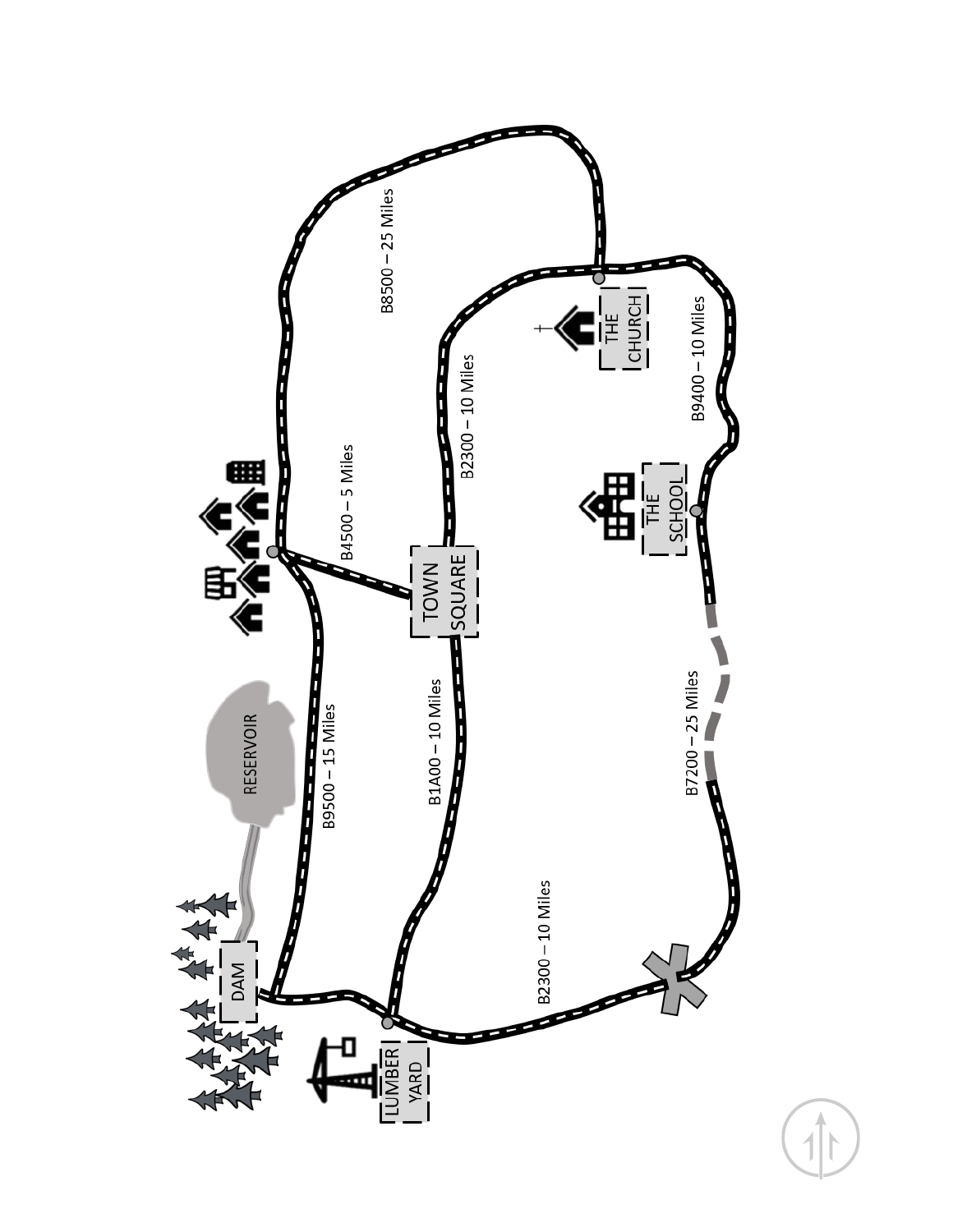B8500 – 25 Miles

THE CHURCH

B2300 – 10 Miles

B9400 – 10 Miles

B4500 – 5 Miles

TOWN SQUARE

THE SCHOOL

RESERVOIR

B9500 – 15 Miles

B1A00 – 10 Miles

B7200 – 25 Miles

B2300 – 10 Miles

DAM

LUMBER YARD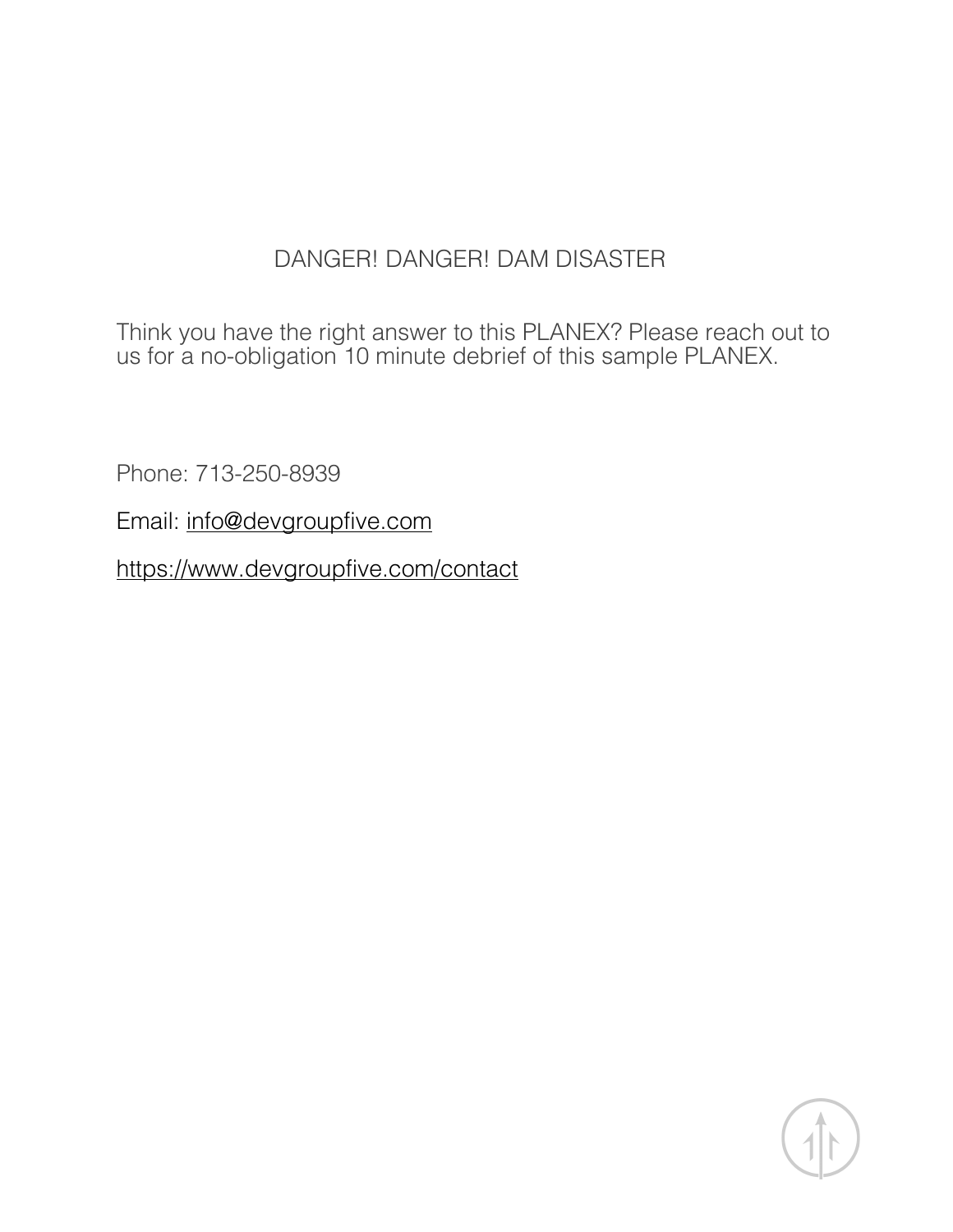# DANGER! DANGER! DAM DISASTER

Think you have the right answer to this PLANEX? Please reach out to us for a no-obligation 10 minute debrief of this sample PLANEX.

Phone: 713-250-8939

Email: info@devgroupfive.com

https://www.devgroupfive.com/contact